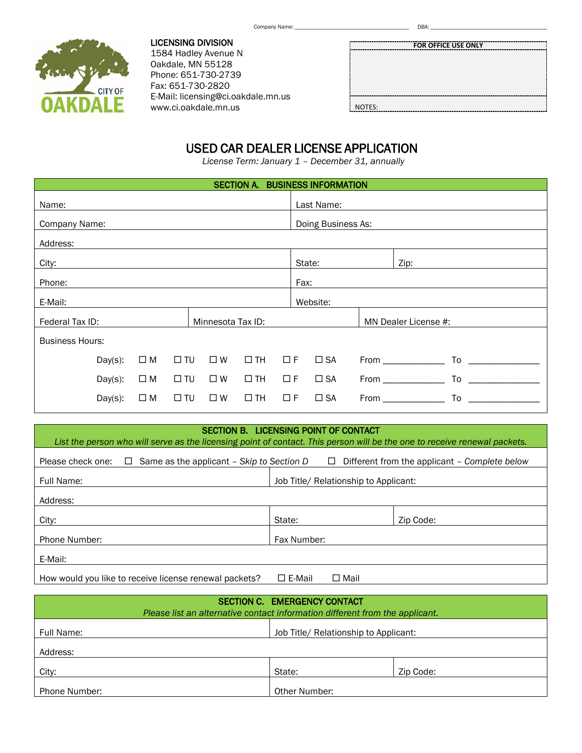Company Name: ______________________________ DBA: ______________________________

LICENSING DIVISION
1584 Hadley Avenue N
Oakdale, MN 55128
Phone: 651-730-2739
Fax: 651-730-2820
E-Mail: licensing@ci.oakdale.mn.us
www.ci.oakdale.mn.us

| FOR OFFICE USE ONLY |
| --- |
| |
| NOTES: |

# USED CAR DEALER LICENSE APPLICATION

*License Term: January 1 – December 31, annually*

## SECTION A. BUSINESS INFORMATION

| | | |
| --- | --- | --- |
| Name: | Last Name: | |
| Company Name: | Doing Business As: | |
| Address: | | |
| City: | State: | Zip: |
| Phone: | Fax: | |
| E-Mail: | Website: | |
| Federal Tax ID: | Minnesota Tax ID: | MN Dealer License #: |

Business Hours:

Day(s): ☐ M ☐ TU ☐ W ☐ TH ☐ F ☐ SA From ____________ To ______________

Day(s): ☐ M ☐ TU ☐ W ☐ TH ☐ F ☐ SA From ____________ To ______________

Day(s): ☐ M ☐ TU ☐ W ☐ TH ☐ F ☐ SA From ____________ To ______________

## SECTION B. LICENSING POINT OF CONTACT

*List the person who will serve as the licensing point of contact. This person will be the one to receive renewal packets.*

Please check one: ☐ Same as the applicant – *Skip to Section D* ☐ Different from the applicant – *Complete below*

| | | |
| --- | --- | --- |
| Full Name: | Job Title/ Relationship to Applicant: | |
| Address: | | |
| City: | State: | Zip Code: |
| Phone Number: | Fax Number: | |
| E-Mail: | | |

How would you like to receive license renewal packets? ☐ E-Mail ☐ Mail

## SECTION C. EMERGENCY CONTACT

*Please list an alternative contact information different from the applicant.*

| | | |
| --- | --- | --- |
| Full Name: | Job Title/ Relationship to Applicant: | |
| Address: | | |
| City: | State: | Zip Code: |
| Phone Number: | Other Number: | |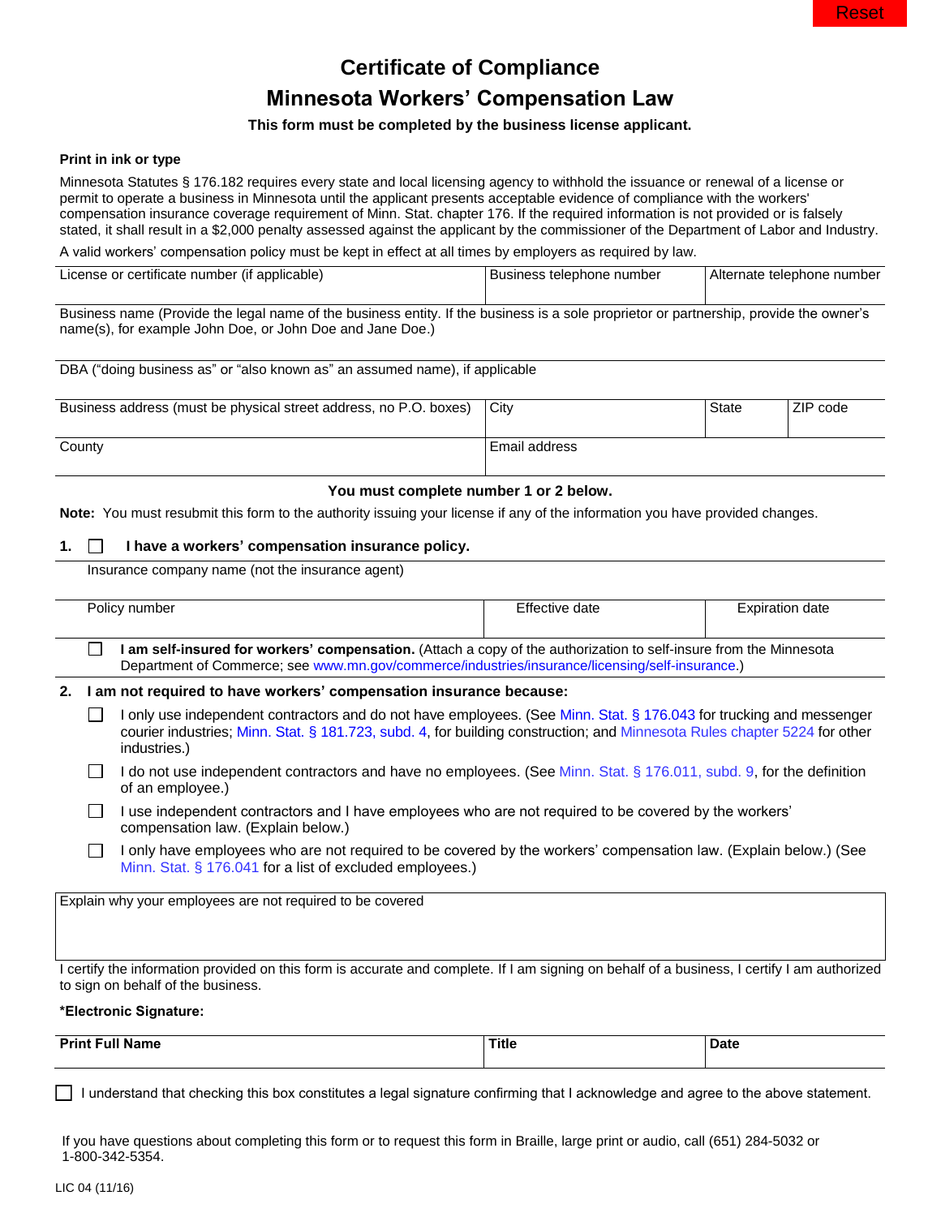Reset

# Certificate of Compliance

# Minnesota Workers' Compensation Law

**This form must be completed by the business license applicant.**

**Print in ink or type**

Minnesota Statutes § 176.182 requires every state and local licensing agency to withhold the issuance or renewal of a license or permit to operate a business in Minnesota until the applicant presents acceptable evidence of compliance with the workers' compensation insurance coverage requirement of Minn. Stat. chapter 176. If the required information is not provided or is falsely stated, it shall result in a $2,000 penalty assessed against the applicant by the commissioner of the Department of Labor and Industry.

A valid workers' compensation policy must be kept in effect at all times by employers as required by law.

| License or certificate number (if applicable) | Business telephone number | Alternate telephone number |
|---|---|---|
| | | |

Business name (Provide the legal name of the business entity. If the business is a sole proprietor or partnership, provide the owner's name(s), for example John Doe, or John Doe and Jane Doe.)

DBA ("doing business as" or "also known as" an assumed name), if applicable

| Business address (must be physical street address, no P.O. boxes) | City | State | ZIP code |
|---|---|---|---|
| | | | |

| County | Email address |
|---|---|
| | |

**You must complete number 1 or 2 below.**

**Note:** You must resubmit this form to the authority issuing your license if any of the information you have provided changes.

**1.** ☐ **I have a workers' compensation insurance policy.**

Insurance company name (not the insurance agent)

| Policy number | Effective date | Expiration date |
|---|---|---|
| | | |

☐ **I am self-insured for workers' compensation.** (Attach a copy of the authorization to self-insure from the Minnesota Department of Commerce; see www.mn.gov/commerce/industries/insurance/licensing/self-insurance.)

**2. I am not required to have workers' compensation insurance because:**

☐ I only use independent contractors and do not have employees. (See Minn. Stat. § 176.043 for trucking and messenger courier industries; Minn. Stat. § 181.723, subd. 4, for building construction; and Minnesota Rules chapter 5224 for other industries.)

☐ I do not use independent contractors and have no employees. (See Minn. Stat. § 176.011, subd. 9, for the definition of an employee.)

☐ I use independent contractors and I have employees who are not required to be covered by the workers' compensation law. (Explain below.)

☐ I only have employees who are not required to be covered by the workers' compensation law. (Explain below.) (See Minn. Stat. § 176.041 for a list of excluded employees.)

Explain why your employees are not required to be covered

I certify the information provided on this form is accurate and complete. If I am signing on behalf of a business, I certify I am authorized to sign on behalf of the business.

**\*Electronic Signature:**

| **Print Full Name** | **Title** | **Date** |
|---|---|---|
| | | |

☐ I understand that checking this box constitutes a legal signature confirming that I acknowledge and agree to the above statement.

If you have questions about completing this form or to request this form in Braille, large print or audio, call (651) 284-5032 or 1-800-342-5354.

LIC 04 (11/16)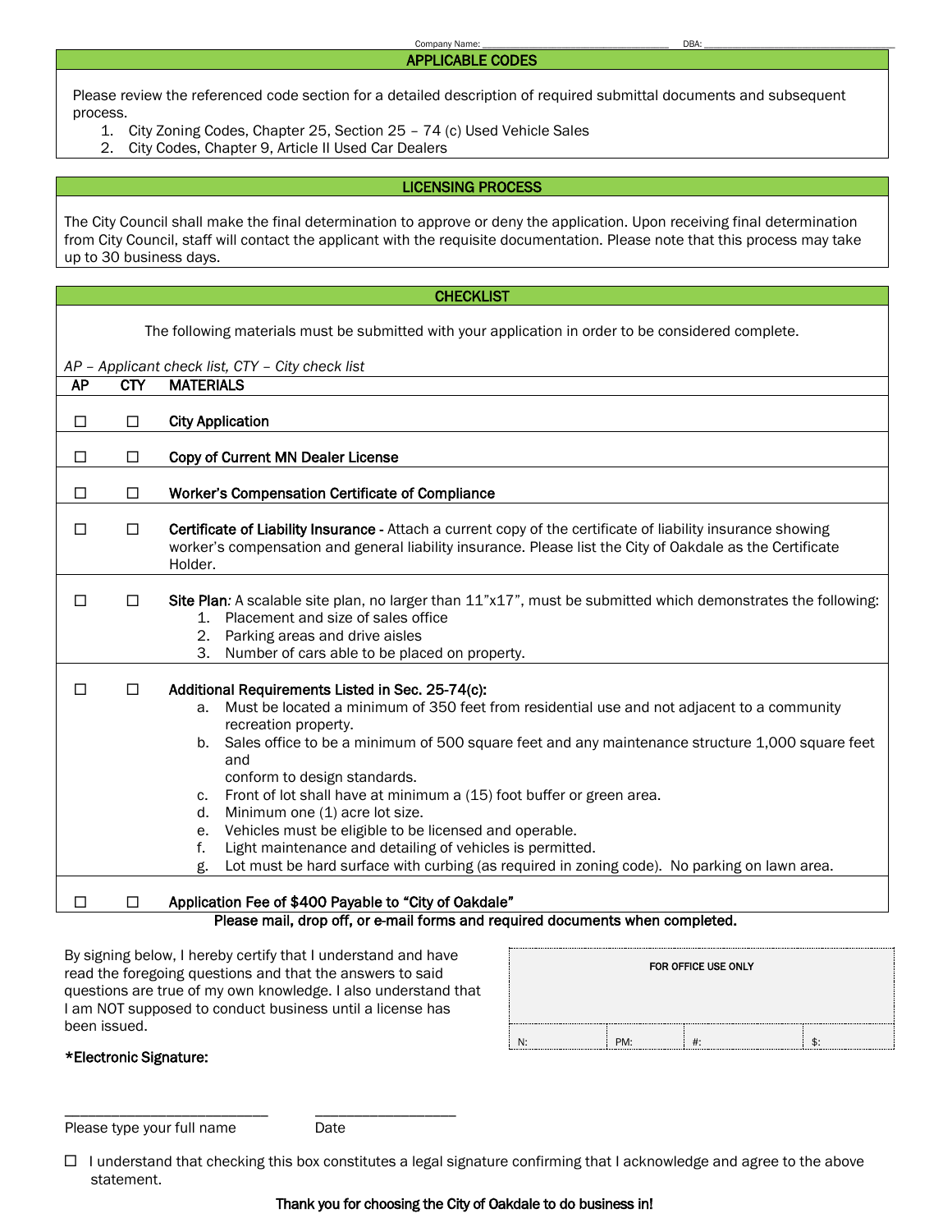Company Name: ________________________________ DBA: ________________________________

## APPLICABLE CODES

Please review the referenced code section for a detailed description of required submittal documents and subsequent process.

1. City Zoning Codes, Chapter 25, Section 25 – 74 (c) Used Vehicle Sales
2. City Codes, Chapter 9, Article II Used Car Dealers

## LICENSING PROCESS

The City Council shall make the final determination to approve or deny the application. Upon receiving final determination from City Council, staff will contact the applicant with the requisite documentation. Please note that this process may take up to 30 business days.

## CHECKLIST

The following materials must be submitted with your application in order to be considered complete.

*AP – Applicant check list, CTY – City check list*

| AP | CTY | MATERIALS |
|---|---|---|
| ☐ | ☐ | **City Application** |
| ☐ | ☐ | **Copy of Current MN Dealer License** |
| ☐ | ☐ | **Worker's Compensation Certificate of Compliance** |
| ☐ | ☐ | **Certificate of Liability Insurance** - Attach a current copy of the certificate of liability insurance showing worker's compensation and general liability insurance. Please list the City of Oakdale as the Certificate Holder. |
| ☐ | ☐ | **Site Plan***:* A scalable site plan, no larger than 11"x17", must be submitted which demonstrates the following:<br>1. Placement and size of sales office<br>2. Parking areas and drive aisles<br>3. Number of cars able to be placed on property. |
| ☐ | ☐ | **Additional Requirements Listed in Sec. 25-74(c):**<br>a. Must be located a minimum of 350 feet from residential use and not adjacent to a community recreation property.<br>b. Sales office to be a minimum of 500 square feet and any maintenance structure 1,000 square feet and conform to design standards.<br>c. Front of lot shall have at minimum a (15) foot buffer or green area.<br>d. Minimum one (1) acre lot size.<br>e. Vehicles must be eligible to be licensed and operable.<br>f. Light maintenance and detailing of vehicles is permitted.<br>g. Lot must be hard surface with curbing (as required in zoning code). No parking on lawn area. |
| ☐ | ☐ | **Application Fee of $400 Payable to "City of Oakdale"** |

**Please mail, drop off, or e-mail forms and required documents when completed.**

By signing below, I hereby certify that I understand and have read the foregoing questions and that the answers to said questions are true of my own knowledge. I also understand that I am NOT supposed to conduct business until a license has been issued.

| FOR OFFICE USE ONLY | | | |
|---|---|---|---|
| N: | PM: | #: | $: |

**\*Electronic Signature:**

___________________________ ___________________

Please type your full name Date

☐ I understand that checking this box constitutes a legal signature confirming that I acknowledge and agree to the above statement.

**Thank you for choosing the City of Oakdale to do business in!**